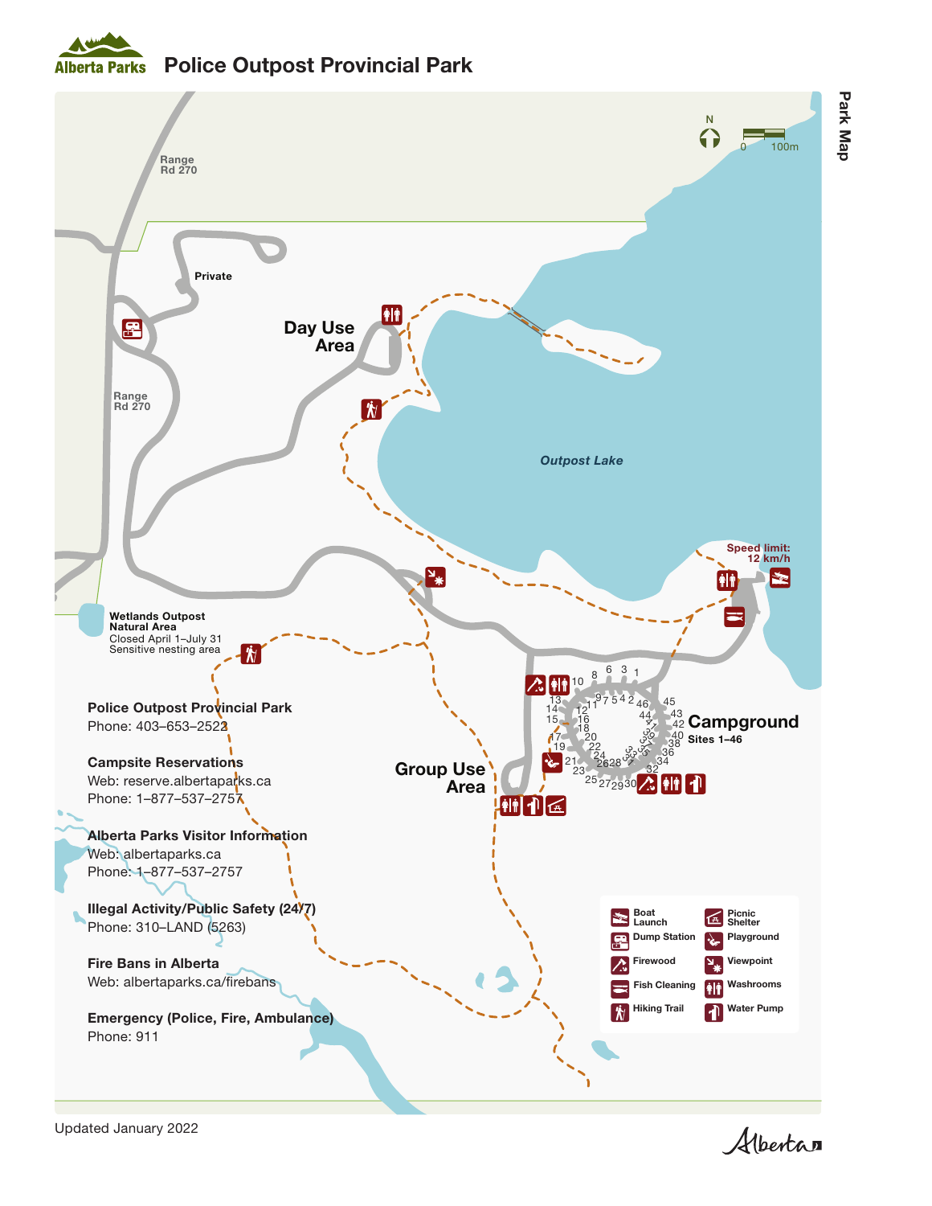# Police Outpost Provincial Park

Park Map

Range Rd 270

Private

Day Use Area

Range Rd 270

Outpost Lake

Speed limit: 12 km/h

Wetlands Outpost Natural Area
Closed April 1–July 31
Sensitive nesting area

Campground
Sites 1–46

Group Use Area

**Police Outpost Provincial Park**
Phone: 403–653–2522

**Campsite Reservations**
Web: reserve.albertaparks.ca
Phone: 1–877–537–2757

**Alberta Parks Visitor Information**
Web: albertaparks.ca
Phone: 1–877–537–2757

**Illegal Activity/Public Safety (24/7)**
Phone: 310–LAND (5263)

**Fire Bans in Alberta**
Web: albertaparks.ca/firebans

**Emergency (Police, Fire, Ambulance)**
Phone: 911

| | |
|---|---|
| Boat Launch | Picnic Shelter |
| Dump Station | Playground |
| Firewood | Viewpoint |
| Fish Cleaning | Washrooms |
| Hiking Trail | Water Pump |

Updated January 2022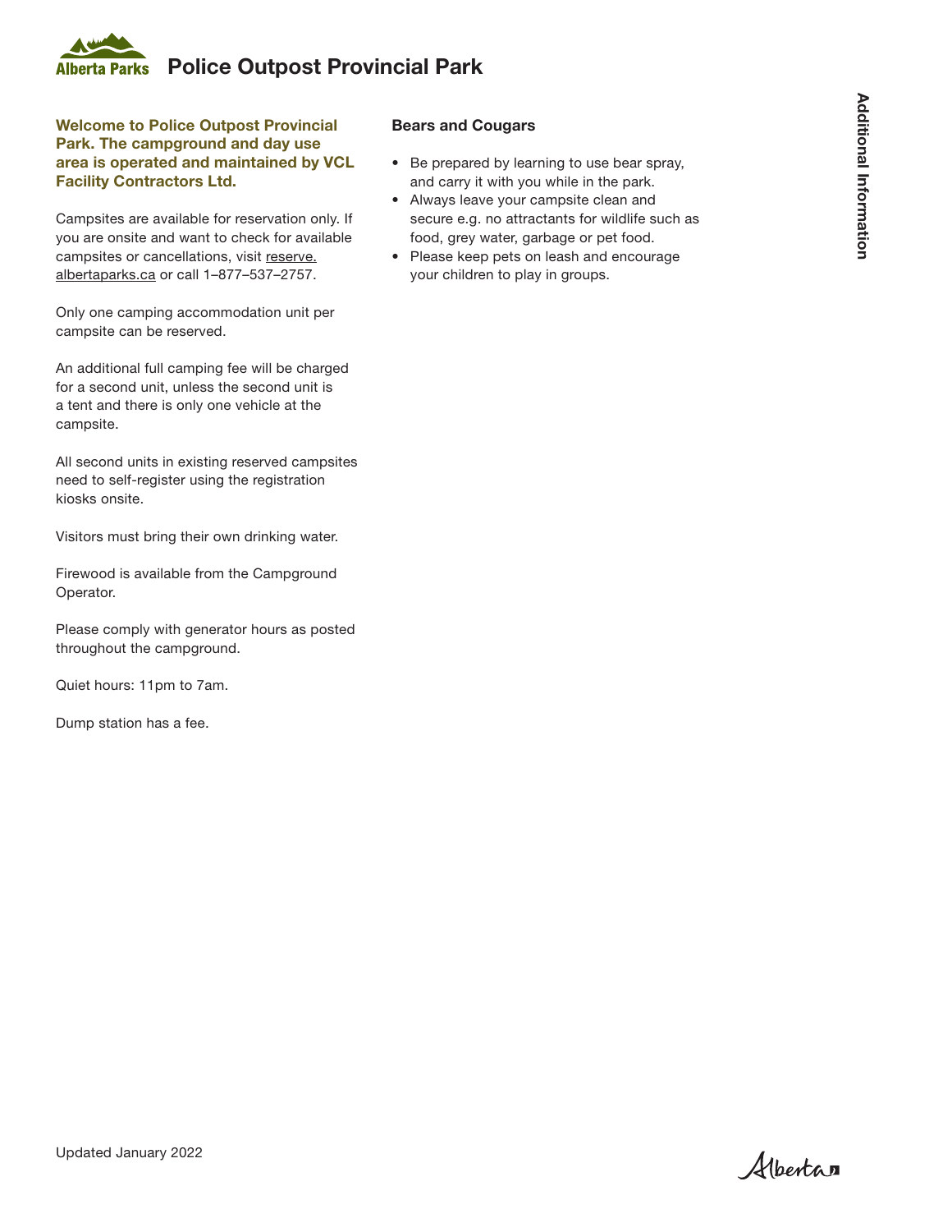# Police Outpost Provincial Park

**Welcome to Police Outpost Provincial Park. The campground and day use area is operated and maintained by VCL Facility Contractors Ltd.**

Campsites are available for reservation only. If you are onsite and want to check for available campsites or cancellations, visit reserve.albertaparks.ca or call 1–877–537–2757.

Only one camping accommodation unit per campsite can be reserved.

An additional full camping fee will be charged for a second unit, unless the second unit is a tent and there is only one vehicle at the campsite.

All second units in existing reserved campsites need to self-register using the registration kiosks onsite.

Visitors must bring their own drinking water.

Firewood is available from the Campground Operator.

Please comply with generator hours as posted throughout the campground.

Quiet hours: 11pm to 7am.

Dump station has a fee.

### Bears and Cougars

- Be prepared by learning to use bear spray, and carry it with you while in the park.
- Always leave your campsite clean and secure e.g. no attractants for wildlife such as food, grey water, garbage or pet food.
- Please keep pets on leash and encourage your children to play in groups.

Additional Information

Updated January 2022